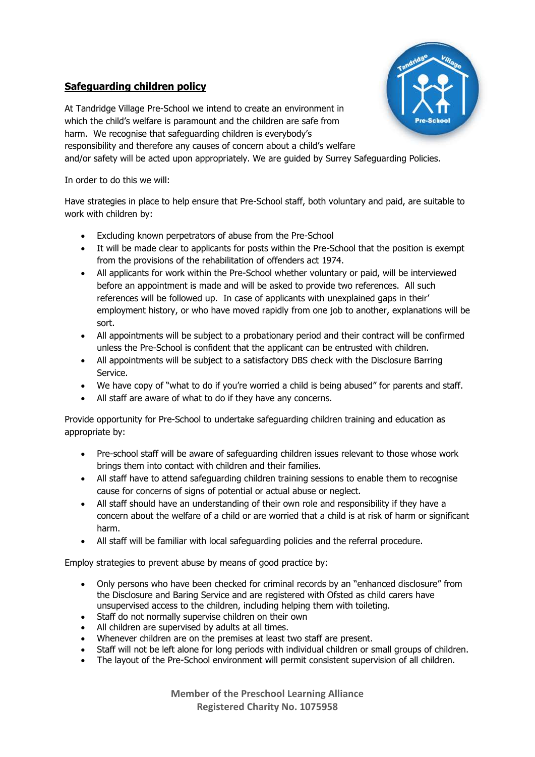## Safeguarding children policy

At Tandridge Village Pre-School we intend to create an environment in which the child's welfare is paramount and the children are safe from harm. We recognise that safeguarding children is everybody's responsibility and therefore any causes of concern about a child's welfare and/or safety will be acted upon appropriately. We are guided by Surrey Safeguarding Policies.

In order to do this we will:

Have strategies in place to help ensure that Pre-School staff, both voluntary and paid, are suitable to work with children by:

- Excluding known perpetrators of abuse from the Pre-School
- It will be made clear to applicants for posts within the Pre-School that the position is exempt from the provisions of the rehabilitation of offenders act 1974.
- All applicants for work within the Pre-School whether voluntary or paid, will be interviewed before an appointment is made and will be asked to provide two references. All such references will be followed up. In case of applicants with unexplained gaps in their' employment history, or who have moved rapidly from one job to another, explanations will be sort.
- All appointments will be subject to a probationary period and their contract will be confirmed unless the Pre-School is confident that the applicant can be entrusted with children.
- All appointments will be subject to a satisfactory DBS check with the Disclosure Barring Service.
- We have copy of "what to do if you're worried a child is being abused" for parents and staff.
- All staff are aware of what to do if they have any concerns.

Provide opportunity for Pre-School to undertake safeguarding children training and education as appropriate by:

- Pre-school staff will be aware of safeguarding children issues relevant to those whose work brings them into contact with children and their families.
- All staff have to attend safeguarding children training sessions to enable them to recognise cause for concerns of signs of potential or actual abuse or neglect.
- All staff should have an understanding of their own role and responsibility if they have a concern about the welfare of a child or are worried that a child is at risk of harm or significant harm.
- All staff will be familiar with local safeguarding policies and the referral procedure.

Employ strategies to prevent abuse by means of good practice by:

- Only persons who have been checked for criminal records by an "enhanced disclosure" from the Disclosure and Baring Service and are registered with Ofsted as child carers have unsupervised access to the children, including helping them with toileting.
- Staff do not normally supervise children on their own
- All children are supervised by adults at all times.
- Whenever children are on the premises at least two staff are present.
- Staff will not be left alone for long periods with individual children or small groups of children.
- The layout of the Pre-School environment will permit consistent supervision of all children.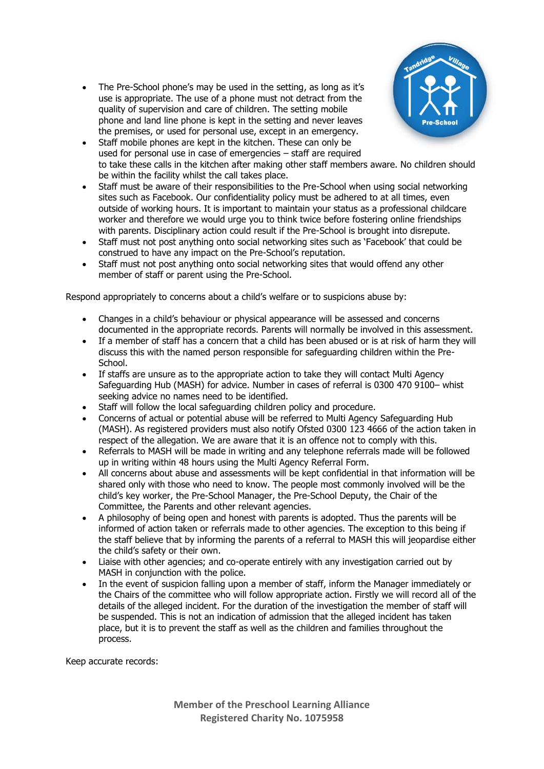- The Pre-School phone's may be used in the setting, as long as it's use is appropriate. The use of a phone must not detract from the quality of supervision and care of children. The setting mobile phone and land line phone is kept in the setting and never leaves the premises, or used for personal use, except in an emergency.
- Staff mobile phones are kept in the kitchen. These can only be used for personal use in case of emergencies – staff are required to take these calls in the kitchen after making other staff members aware. No children should be within the facility whilst the call takes place.
- Staff must be aware of their responsibilities to the Pre-School when using social networking sites such as Facebook. Our confidentiality policy must be adhered to at all times, even outside of working hours. It is important to maintain your status as a professional childcare worker and therefore we would urge you to think twice before fostering online friendships with parents. Disciplinary action could result if the Pre-School is brought into disrepute.
- Staff must not post anything onto social networking sites such as 'Facebook' that could be construed to have any impact on the Pre-School's reputation.
- Staff must not post anything onto social networking sites that would offend any other member of staff or parent using the Pre-School.

Respond appropriately to concerns about a child's welfare or to suspicions abuse by:

- Changes in a child's behaviour or physical appearance will be assessed and concerns documented in the appropriate records. Parents will normally be involved in this assessment.
- If a member of staff has a concern that a child has been abused or is at risk of harm they will discuss this with the named person responsible for safeguarding children within the Pre-School.
- If staffs are unsure as to the appropriate action to take they will contact Multi Agency Safeguarding Hub (MASH) for advice. Number in cases of referral is 0300 470 9100– whist seeking advice no names need to be identified.
- Staff will follow the local safeguarding children policy and procedure.
- Concerns of actual or potential abuse will be referred to Multi Agency Safeguarding Hub (MASH). As registered providers must also notify Ofsted 0300 123 4666 of the action taken in respect of the allegation. We are aware that it is an offence not to comply with this.
- Referrals to MASH will be made in writing and any telephone referrals made will be followed up in writing within 48 hours using the Multi Agency Referral Form.
- All concerns about abuse and assessments will be kept confidential in that information will be shared only with those who need to know. The people most commonly involved will be the child's key worker, the Pre-School Manager, the Pre-School Deputy, the Chair of the Committee, the Parents and other relevant agencies.
- A philosophy of being open and honest with parents is adopted. Thus the parents will be informed of action taken or referrals made to other agencies. The exception to this being if the staff believe that by informing the parents of a referral to MASH this will jeopardise either the child's safety or their own.
- Liaise with other agencies; and co-operate entirely with any investigation carried out by MASH in conjunction with the police.
- In the event of suspicion falling upon a member of staff, inform the Manager immediately or the Chairs of the committee who will follow appropriate action. Firstly we will record all of the details of the alleged incident. For the duration of the investigation the member of staff will be suspended. This is not an indication of admission that the alleged incident has taken place, but it is to prevent the staff as well as the children and families throughout the process.

Keep accurate records: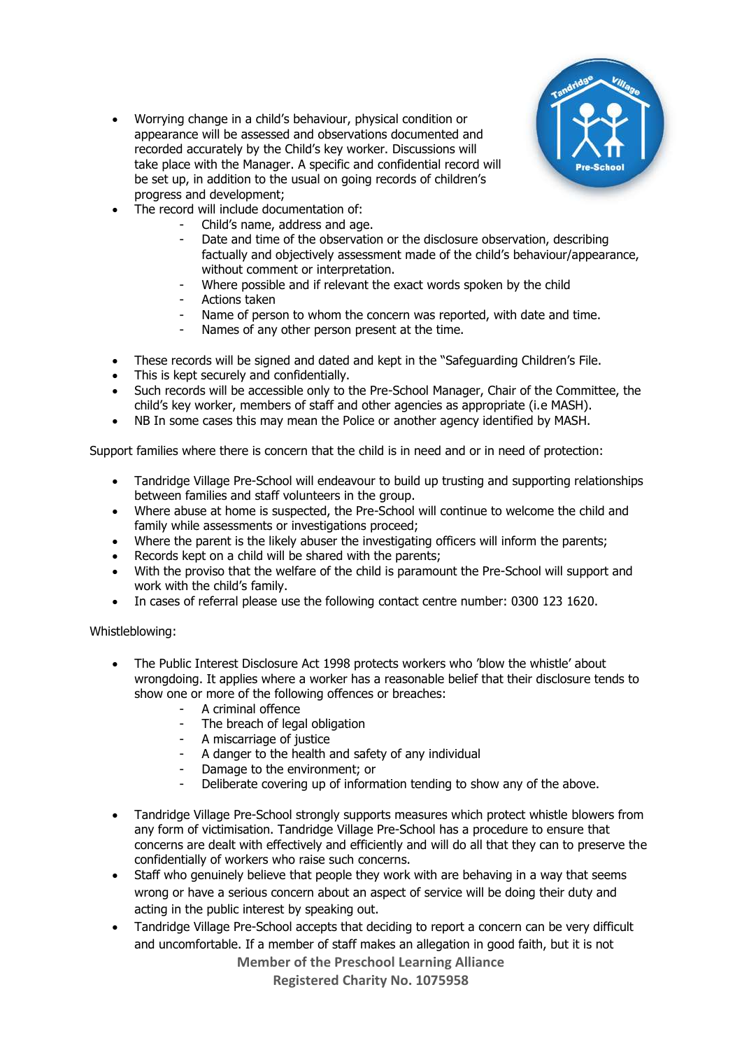- Worrying change in a child's behaviour, physical condition or appearance will be assessed and observations documented and recorded accurately by the Child's key worker. Discussions will take place with the Manager. A specific and confidential record will be set up, in addition to the usual on going records of children's progress and development;
- The record will include documentation of:
  - Child's name, address and age.
  - Date and time of the observation or the disclosure observation, describing factually and objectively assessment made of the child's behaviour/appearance, without comment or interpretation.
  - Where possible and if relevant the exact words spoken by the child
  - Actions taken
  - Name of person to whom the concern was reported, with date and time.
  - Names of any other person present at the time.

- These records will be signed and dated and kept in the "Safeguarding Children's File.
- This is kept securely and confidentially.
- Such records will be accessible only to the Pre-School Manager, Chair of the Committee, the child's key worker, members of staff and other agencies as appropriate (i.e MASH).
- NB In some cases this may mean the Police or another agency identified by MASH.

Support families where there is concern that the child is in need and or in need of protection:

- Tandridge Village Pre-School will endeavour to build up trusting and supporting relationships between families and staff volunteers in the group.
- Where abuse at home is suspected, the Pre-School will continue to welcome the child and family while assessments or investigations proceed;
- Where the parent is the likely abuser the investigating officers will inform the parents;
- Records kept on a child will be shared with the parents;
- With the proviso that the welfare of the child is paramount the Pre-School will support and work with the child's family.
- In cases of referral please use the following contact centre number: 0300 123 1620.

Whistleblowing:

- The Public Interest Disclosure Act 1998 protects workers who 'blow the whistle' about wrongdoing. It applies where a worker has a reasonable belief that their disclosure tends to show one or more of the following offences or breaches:
  - A criminal offence
  - The breach of legal obligation
  - A miscarriage of justice
  - A danger to the health and safety of any individual
  - Damage to the environment; or
  - Deliberate covering up of information tending to show any of the above.

- Tandridge Village Pre-School strongly supports measures which protect whistle blowers from any form of victimisation. Tandridge Village Pre-School has a procedure to ensure that concerns are dealt with effectively and efficiently and will do all that they can to preserve the confidentially of workers who raise such concerns.
- Staff who genuinely believe that people they work with are behaving in a way that seems wrong or have a serious concern about an aspect of service will be doing their duty and acting in the public interest by speaking out.
- Tandridge Village Pre-School accepts that deciding to report a concern can be very difficult and uncomfortable. If a member of staff makes an allegation in good faith, but it is not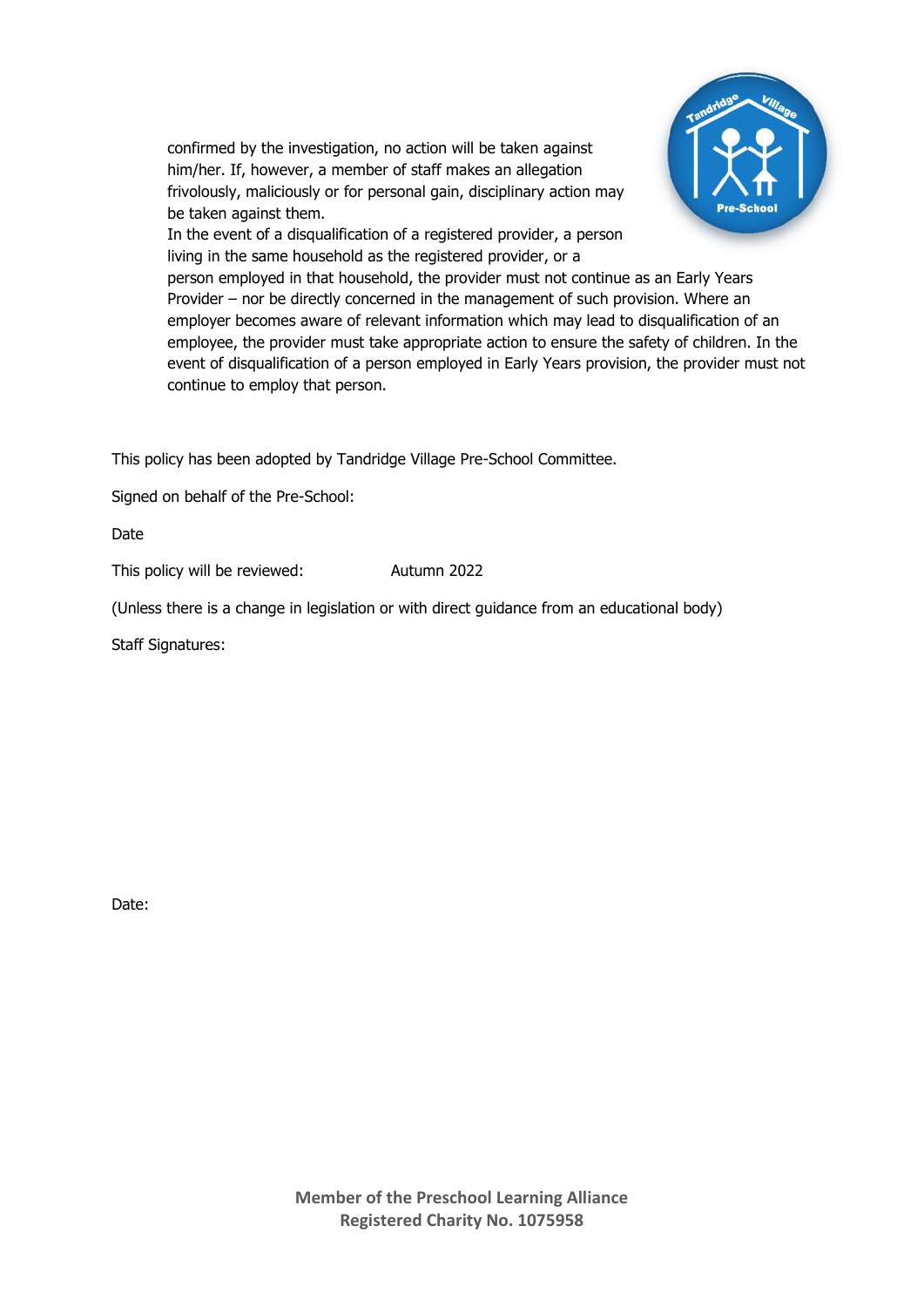confirmed by the investigation, no action will be taken against him/her. If, however, a member of staff makes an allegation frivolously, maliciously or for personal gain, disciplinary action may be taken against them.

In the event of a disqualification of a registered provider, a person living in the same household as the registered provider, or a person employed in that household, the provider must not continue as an Early Years Provider – nor be directly concerned in the management of such provision. Where an employer becomes aware of relevant information which may lead to disqualification of an employee, the provider must take appropriate action to ensure the safety of children. In the event of disqualification of a person employed in Early Years provision, the provider must not continue to employ that person.

This policy has been adopted by Tandridge Village Pre-School Committee.

Signed on behalf of the Pre-School:

Date

This policy will be reviewed: Autumn 2022

(Unless there is a change in legislation or with direct guidance from an educational body)

Staff Signatures:

Date:

**Member of the Preschool Learning Alliance**
**Registered Charity No. 1075958**